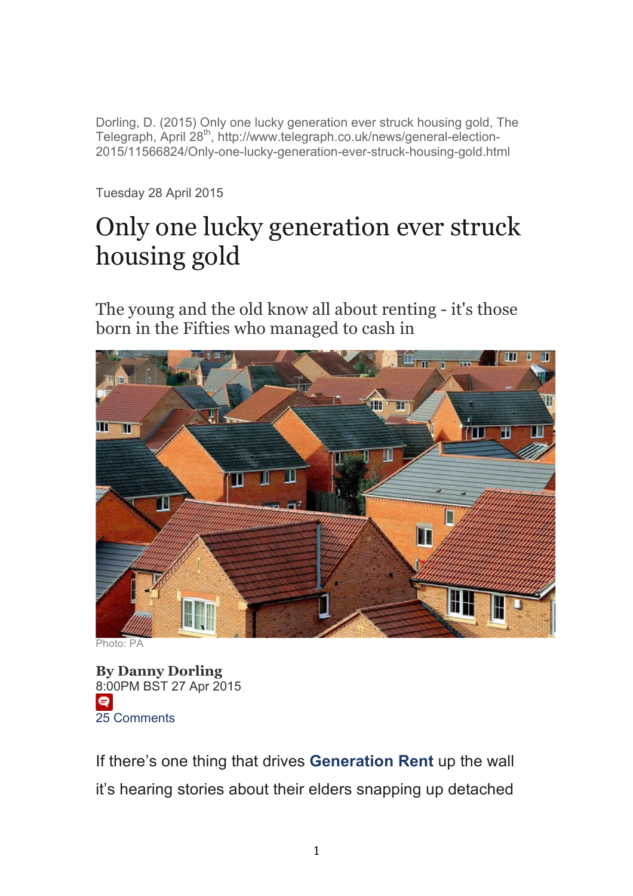Dorling, D. (2015) Only one lucky generation ever struck housing gold, The Telegraph, April 28th, http://www.telegraph.co.uk/news/general-election-2015/11566824/Only-one-lucky-generation-ever-struck-housing-gold.html

Tuesday 28 April 2015

# Only one lucky generation ever struck housing gold

## The young and the old know all about renting - it's those born in the Fifties who managed to cash in

Photo: PA

**By Danny Dorling**
8:00PM BST 27 Apr 2015
25 Comments

If there's one thing that drives **Generation Rent** up the wall it's hearing stories about their elders snapping up detached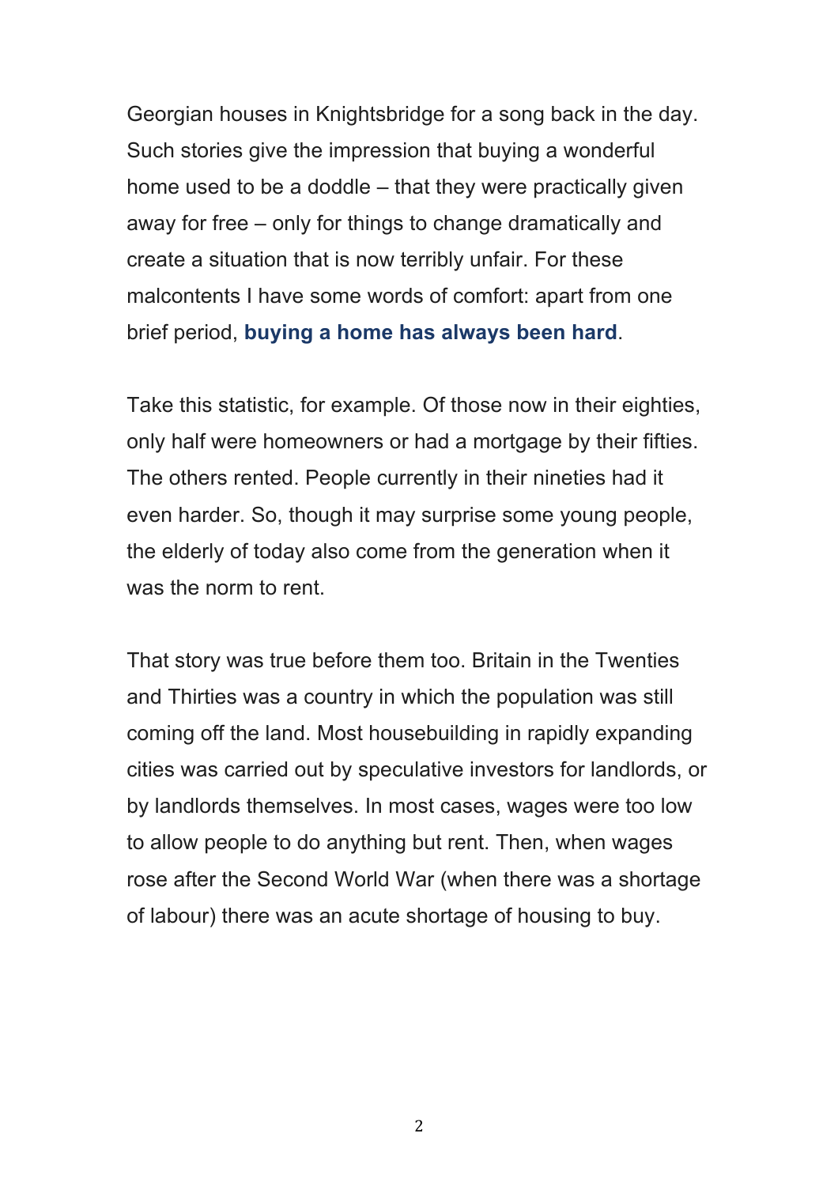Georgian houses in Knightsbridge for a song back in the day. Such stories give the impression that buying a wonderful home used to be a doddle – that they were practically given away for free – only for things to change dramatically and create a situation that is now terribly unfair. For these malcontents I have some words of comfort: apart from one brief period, **buying a home has always been hard**.

Take this statistic, for example. Of those now in their eighties, only half were homeowners or had a mortgage by their fifties. The others rented. People currently in their nineties had it even harder. So, though it may surprise some young people, the elderly of today also come from the generation when it was the norm to rent.

That story was true before them too. Britain in the Twenties and Thirties was a country in which the population was still coming off the land. Most housebuilding in rapidly expanding cities was carried out by speculative investors for landlords, or by landlords themselves. In most cases, wages were too low to allow people to do anything but rent. Then, when wages rose after the Second World War (when there was a shortage of labour) there was an acute shortage of housing to buy.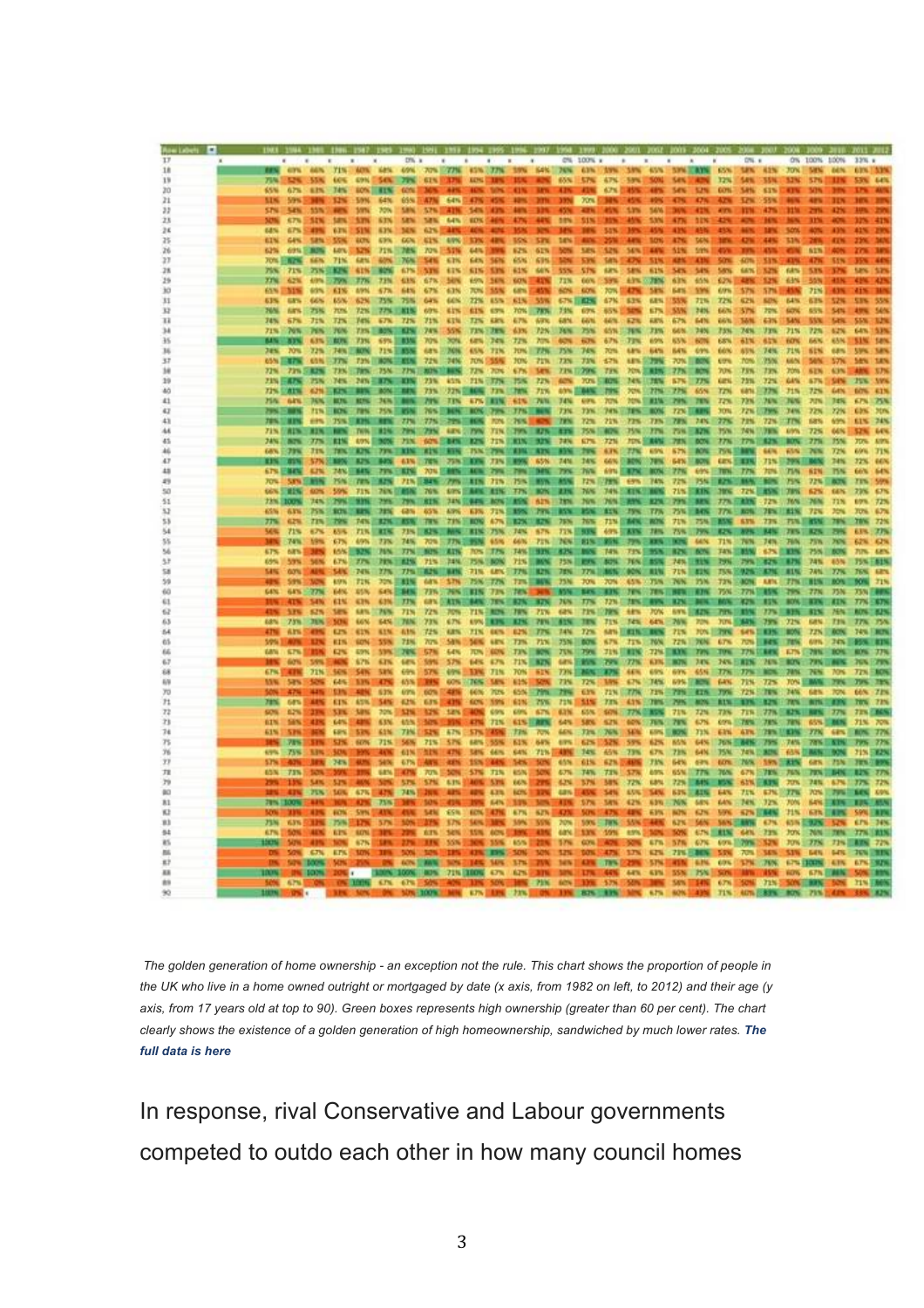*The golden generation of home ownership - an exception not the rule. This chart shows the proportion of people in the UK who live in a home owned outright or mortgaged by date (x axis, from 1982 on left, to 2012) and their age (y axis, from 17 years old at top to 90). Green boxes represents high ownership (greater than 60 per cent). The chart clearly shows the existence of a golden generation of high homeownership, sandwiched by much lower rates.* ***The full data is here***

In response, rival Conservative and Labour governments competed to outdo each other in how many council homes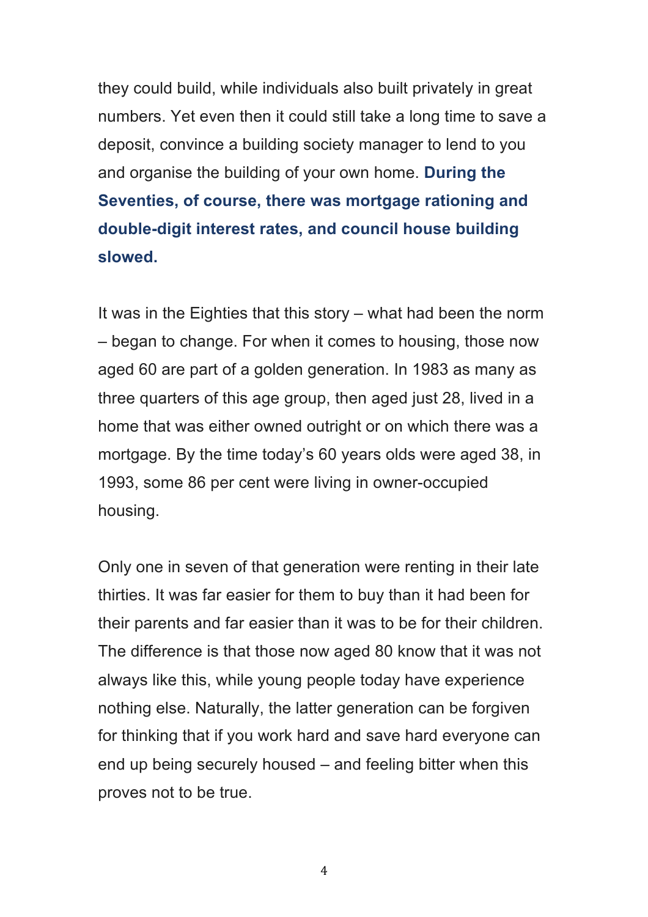they could build, while individuals also built privately in great numbers. Yet even then it could still take a long time to save a deposit, convince a building society manager to lend to you and organise the building of your own home. **During the Seventies, of course, there was mortgage rationing and double-digit interest rates, and council house building slowed.**

It was in the Eighties that this story – what had been the norm – began to change. For when it comes to housing, those now aged 60 are part of a golden generation. In 1983 as many as three quarters of this age group, then aged just 28, lived in a home that was either owned outright or on which there was a mortgage. By the time today's 60 years olds were aged 38, in 1993, some 86 per cent were living in owner-occupied housing.

Only one in seven of that generation were renting in their late thirties. It was far easier for them to buy than it had been for their parents and far easier than it was to be for their children. The difference is that those now aged 80 know that it was not always like this, while young people today have experience nothing else. Naturally, the latter generation can be forgiven for thinking that if you work hard and save hard everyone can end up being securely housed – and feeling bitter when this proves not to be true.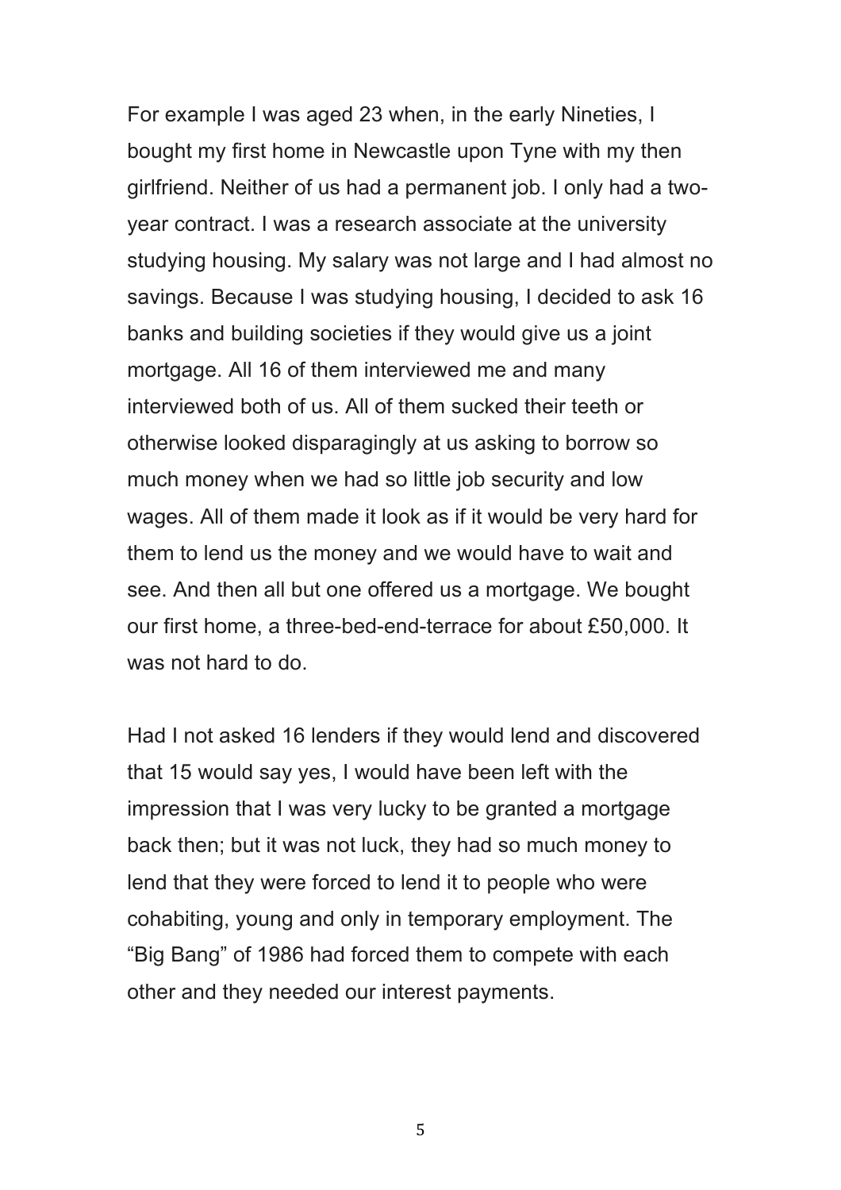For example I was aged 23 when, in the early Nineties, I bought my first home in Newcastle upon Tyne with my then girlfriend. Neither of us had a permanent job. I only had a two-year contract. I was a research associate at the university studying housing. My salary was not large and I had almost no savings. Because I was studying housing, I decided to ask 16 banks and building societies if they would give us a joint mortgage. All 16 of them interviewed me and many interviewed both of us. All of them sucked their teeth or otherwise looked disparagingly at us asking to borrow so much money when we had so little job security and low wages. All of them made it look as if it would be very hard for them to lend us the money and we would have to wait and see. And then all but one offered us a mortgage. We bought our first home, a three-bed-end-terrace for about £50,000. It was not hard to do.

Had I not asked 16 lenders if they would lend and discovered that 15 would say yes, I would have been left with the impression that I was very lucky to be granted a mortgage back then; but it was not luck, they had so much money to lend that they were forced to lend it to people who were cohabiting, young and only in temporary employment. The "Big Bang" of 1986 had forced them to compete with each other and they needed our interest payments.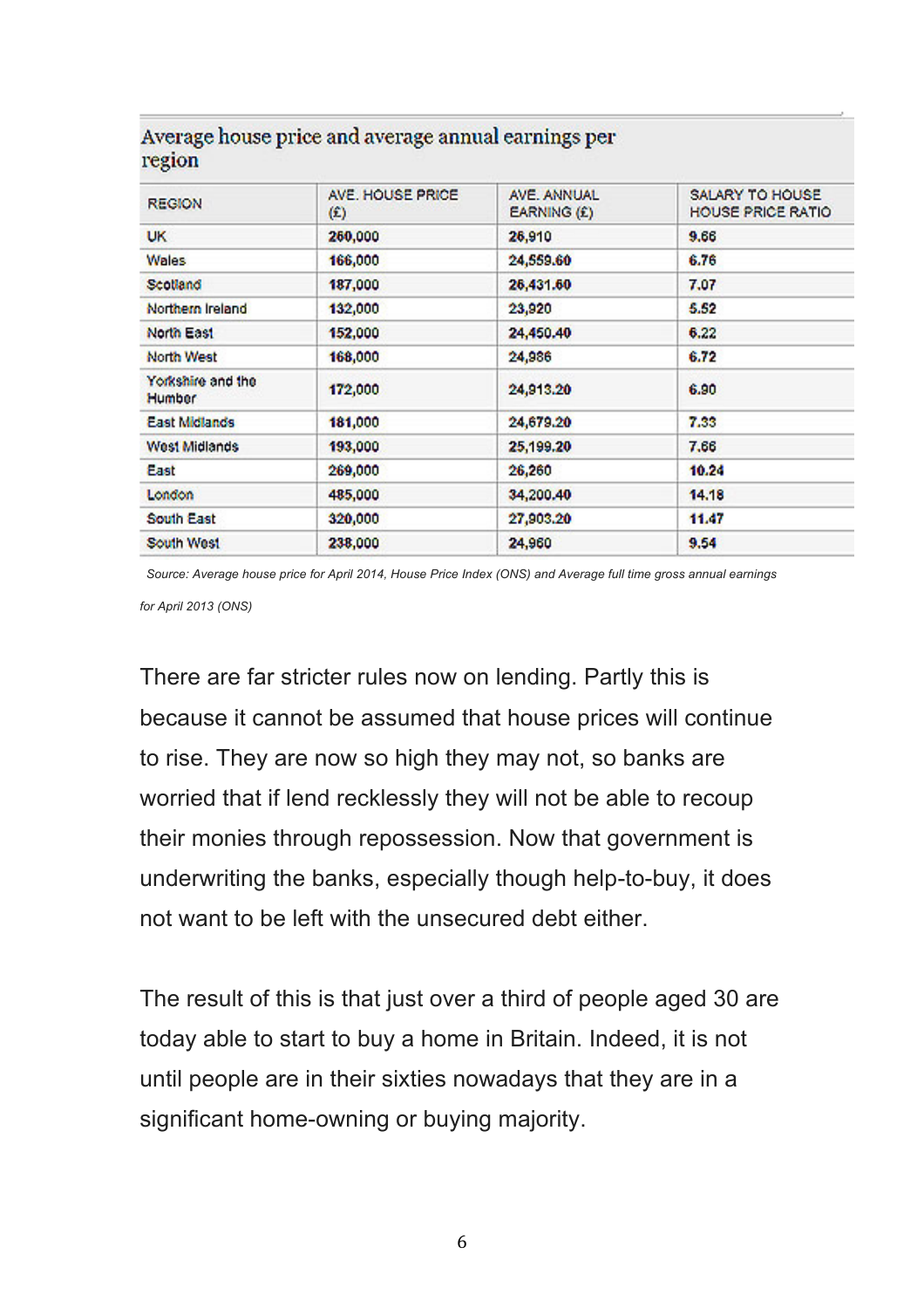| Average house price and average annual earnings per region | | | |
|---|---|---|---|
| REGION | AVE. HOUSE PRICE (£) | AVE. ANNUAL EARNING (£) | SALARY TO HOUSE HOUSE PRICE RATIO |
| UK | 260,000 | 26,910 | 9.66 |
| Wales | 166,000 | 24,559.60 | 6.76 |
| Scotland | 187,000 | 26,431.60 | 7.07 |
| Northern Ireland | 132,000 | 23,920 | 5.52 |
| North East | 152,000 | 24,450.40 | 6.22 |
| North West | 168,000 | 24,986 | 6.72 |
| Yorkshire and the Humber | 172,000 | 24,913.20 | 6.90 |
| East Midlands | 181,000 | 24,679.20 | 7.33 |
| West Midlands | 193,000 | 25,199.20 | 7.66 |
| East | 269,000 | 26,260 | 10.24 |
| London | 485,000 | 34,200.40 | 14.18 |
| South East | 320,000 | 27,903.20 | 11.47 |
| South West | 238,000 | 24,960 | 9.54 |

*Source: Average house price for April 2014, House Price Index (ONS) and Average full time gross annual earnings for April 2013 (ONS)*

There are far stricter rules now on lending. Partly this is because it cannot be assumed that house prices will continue to rise. They are now so high they may not, so banks are worried that if lend recklessly they will not be able to recoup their monies through repossession. Now that government is underwriting the banks, especially though help-to-buy, it does not want to be left with the unsecured debt either.

The result of this is that just over a third of people aged 30 are today able to start to buy a home in Britain. Indeed, it is not until people are in their sixties nowadays that they are in a significant home-owning or buying majority.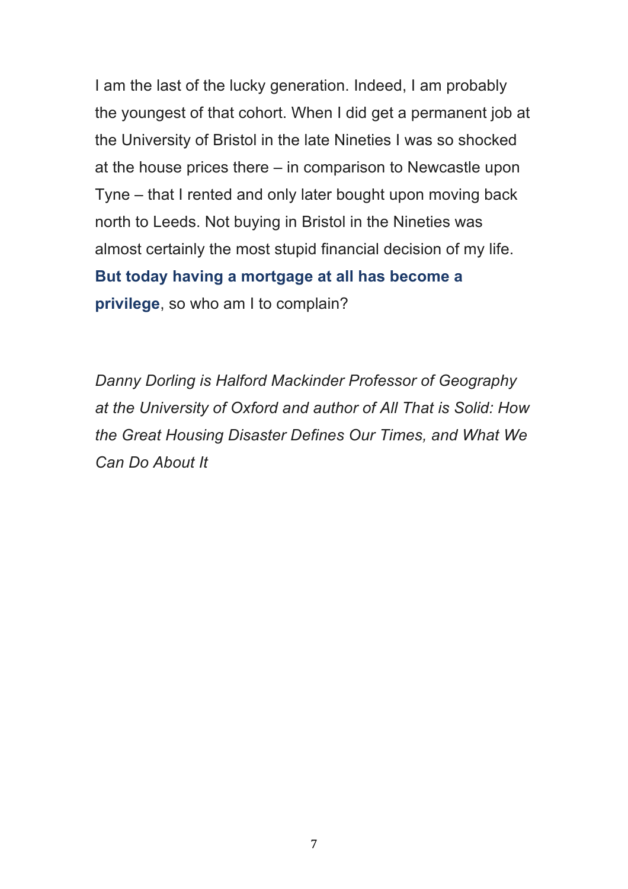I am the last of the lucky generation. Indeed, I am probably the youngest of that cohort. When I did get a permanent job at the University of Bristol in the late Nineties I was so shocked at the house prices there – in comparison to Newcastle upon Tyne – that I rented and only later bought upon moving back north to Leeds. Not buying in Bristol in the Nineties was almost certainly the most stupid financial decision of my life. **But today having a mortgage at all has become a privilege**, so who am I to complain?

*Danny Dorling is Halford Mackinder Professor of Geography at the University of Oxford and author of All That is Solid: How the Great Housing Disaster Defines Our Times, and What We Can Do About It*